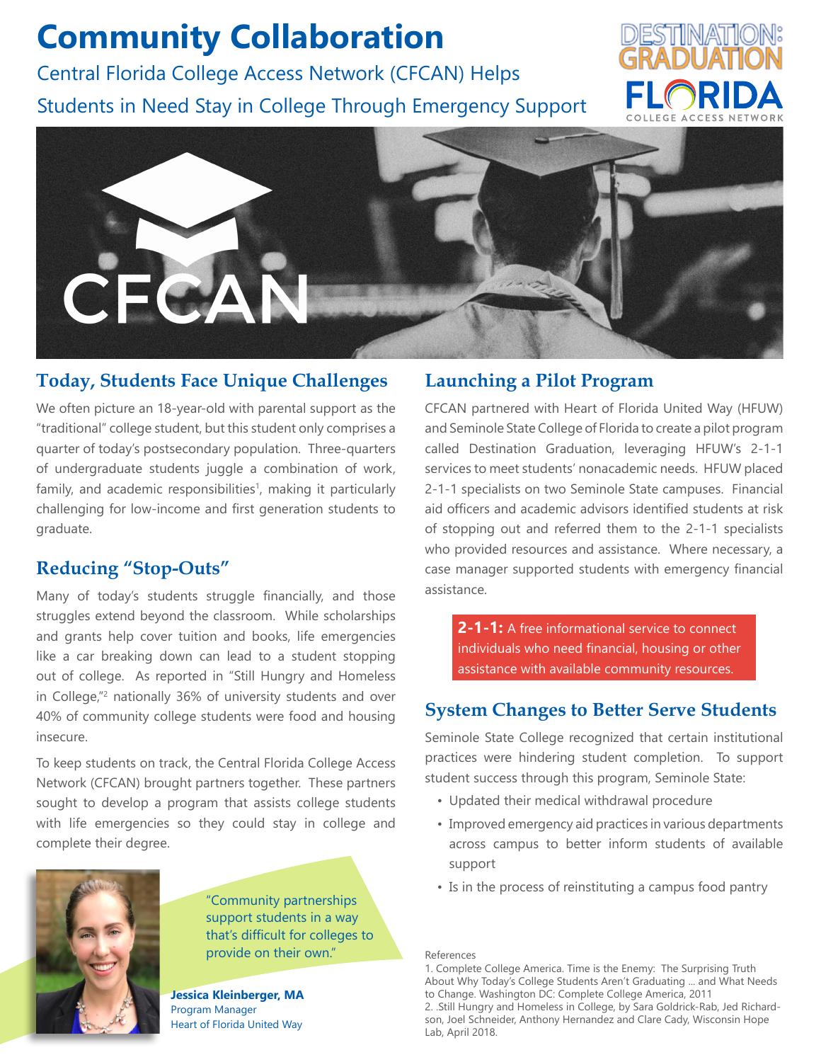# Community Collaboration

Central Florida College Access Network (CFCAN) Helps Students in Need Stay in College Through Emergency Support

## Today, Students Face Unique Challenges

We often picture an 18-year-old with parental support as the "traditional" college student, but this student only comprises a quarter of today's postsecondary population. Three-quarters of undergraduate students juggle a combination of work, family, and academic responsibilities[1], making it particularly challenging for low-income and first generation students to graduate.

## Reducing "Stop-Outs"

Many of today's students struggle financially, and those struggles extend beyond the classroom. While scholarships and grants help cover tuition and books, life emergencies like a car breaking down can lead to a student stopping out of college. As reported in "Still Hungry and Homeless in College,"[2] nationally 36% of university students and over 40% of community college students were food and housing insecure.

To keep students on track, the Central Florida College Access Network (CFCAN) brought partners together. These partners sought to develop a program that assists college students with life emergencies so they could stay in college and complete their degree.

"Community partnerships support students in a way that's difficult for colleges to provide on their own."

**Jessica Kleinberger, MA**
Program Manager
Heart of Florida United Way

## Launching a Pilot Program

CFCAN partnered with Heart of Florida United Way (HFUW) and Seminole State College of Florida to create a pilot program called Destination Graduation, leveraging HFUW's 2-1-1 services to meet students' nonacademic needs. HFUW placed 2-1-1 specialists on two Seminole State campuses. Financial aid officers and academic advisors identified students at risk of stopping out and referred them to the 2-1-1 specialists who provided resources and assistance. Where necessary, a case manager supported students with emergency financial assistance.

**2-1-1:** A free informational service to connect individuals who need financial, housing or other assistance with available community resources.

## System Changes to Better Serve Students

Seminole State College recognized that certain institutional practices were hindering student completion. To support student success through this program, Seminole State:

- Updated their medical withdrawal procedure
- Improved emergency aid practices in various departments across campus to better inform students of available support
- Is in the process of reinstituting a campus food pantry

References

1. Complete College America. Time is the Enemy: The Surprising Truth About Why Today's College Students Aren't Graduating ... and What Needs to Change. Washington DC: Complete College America, 2011
2. .Still Hungry and Homeless in College, by Sara Goldrick-Rab, Jed Richardson, Joel Schneider, Anthony Hernandez and Clare Cady, Wisconsin Hope Lab, April 2018.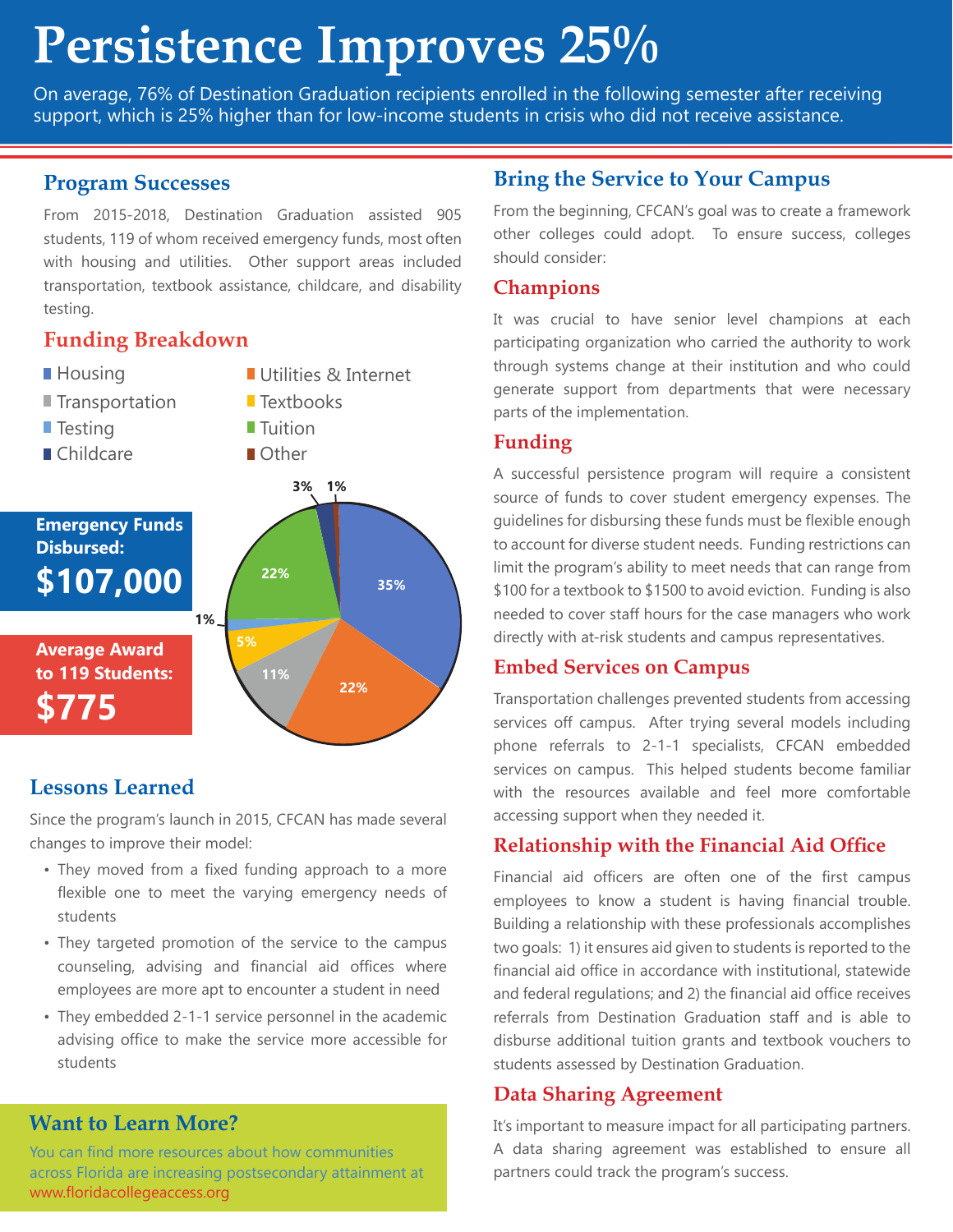# Persistence Improves 25%

On average, 76% of Destination Graduation recipients enrolled in the following semester after receiving support, which is 25% higher than for low-income students in crisis who did not receive assistance.

## Program Successes

From 2015-2018, Destination Graduation assisted 905 students, 119 of whom received emergency funds, most often with housing and utilities. Other support areas included transportation, textbook assistance, childcare, and disability testing.

## Funding Breakdown

Housing
Utilities & Internet
Transportation
Textbooks
Testing
Tuition
Childcare
Other

35%
22%
11%
5%
1%
22%
3%
1%

**Emergency Funds Disbursed:**
**$107,000**

**Average Award to 119 Students:**
**$775**

## Lessons Learned

Since the program's launch in 2015, CFCAN has made several changes to improve their model:

- They moved from a fixed funding approach to a more flexible one to meet the varying emergency needs of students
- They targeted promotion of the service to the campus counseling, advising and financial aid offices where employees are more apt to encounter a student in need
- They embedded 2-1-1 service personnel in the academic advising office to make the service more accessible for students

## Want to Learn More?

You can find more resources about how communities across Florida are increasing postsecondary attainment at www.floridacollegeaccess.org

## Bring the Service to Your Campus

From the beginning, CFCAN's goal was to create a framework other colleges could adopt. To ensure success, colleges should consider:

### Champions

It was crucial to have senior level champions at each participating organization who carried the authority to work through systems change at their institution and who could generate support from departments that were necessary parts of the implementation.

### Funding

A successful persistence program will require a consistent source of funds to cover student emergency expenses. The guidelines for disbursing these funds must be flexible enough to account for diverse student needs. Funding restrictions can limit the program's ability to meet needs that can range from $100 for a textbook to $1500 to avoid eviction. Funding is also needed to cover staff hours for the case managers who work directly with at-risk students and campus representatives.

### Embed Services on Campus

Transportation challenges prevented students from accessing services off campus. After trying several models including phone referrals to 2-1-1 specialists, CFCAN embedded services on campus. This helped students become familiar with the resources available and feel more comfortable accessing support when they needed it.

### Relationship with the Financial Aid Office

Financial aid officers are often one of the first campus employees to know a student is having financial trouble. Building a relationship with these professionals accomplishes two goals: 1) it ensures aid given to students is reported to the financial aid office in accordance with institutional, statewide and federal regulations; and 2) the financial aid office receives referrals from Destination Graduation staff and is able to disburse additional tuition grants and textbook vouchers to students assessed by Destination Graduation.

### Data Sharing Agreement

It's important to measure impact for all participating partners. A data sharing agreement was established to ensure all partners could track the program's success.